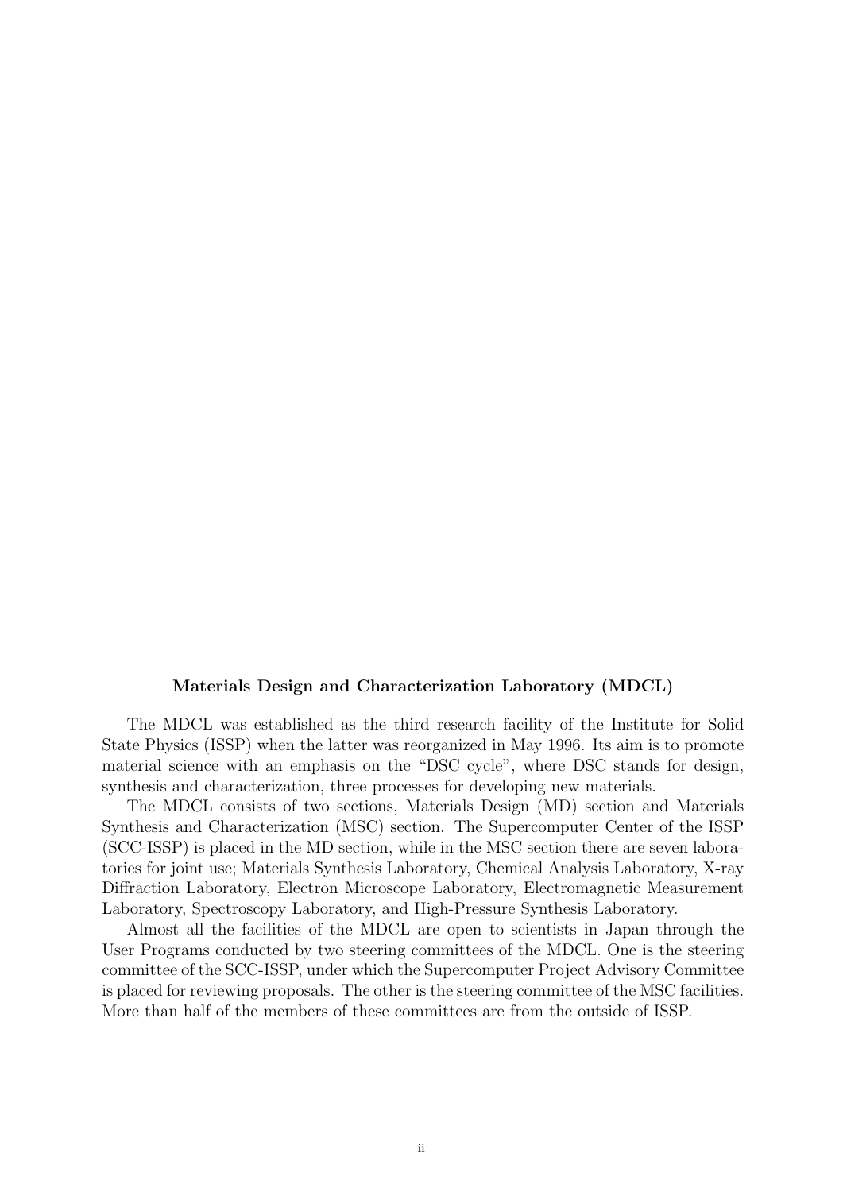## Materials Design and Characterization Laboratory (MDCL)

The MDCL was established as the third research facility of the Institute for Solid State Physics (ISSP) when the latter was reorganized in May 1996. Its aim is to promote material science with an emphasis on the "DSC cycle", where DSC stands for design, synthesis and characterization, three processes for developing new materials.

The MDCL consists of two sections, Materials Design (MD) section and Materials Synthesis and Characterization (MSC) section. The Supercomputer Center of the ISSP (SCC-ISSP) is placed in the MD section, while in the MSC section there are seven laboratories for joint use; Materials Synthesis Laboratory, Chemical Analysis Laboratory, X-ray Diffraction Laboratory, Electron Microscope Laboratory, Electromagnetic Measurement Laboratory, Spectroscopy Laboratory, and High-Pressure Synthesis Laboratory.

Almost all the facilities of the MDCL are open to scientists in Japan through the User Programs conducted by two steering committees of the MDCL. One is the steering committee of the SCC-ISSP, under which the Supercomputer Project Advisory Committee is placed for reviewing proposals. The other is the steering committee of the MSC facilities. More than half of the members of these committees are from the outside of ISSP.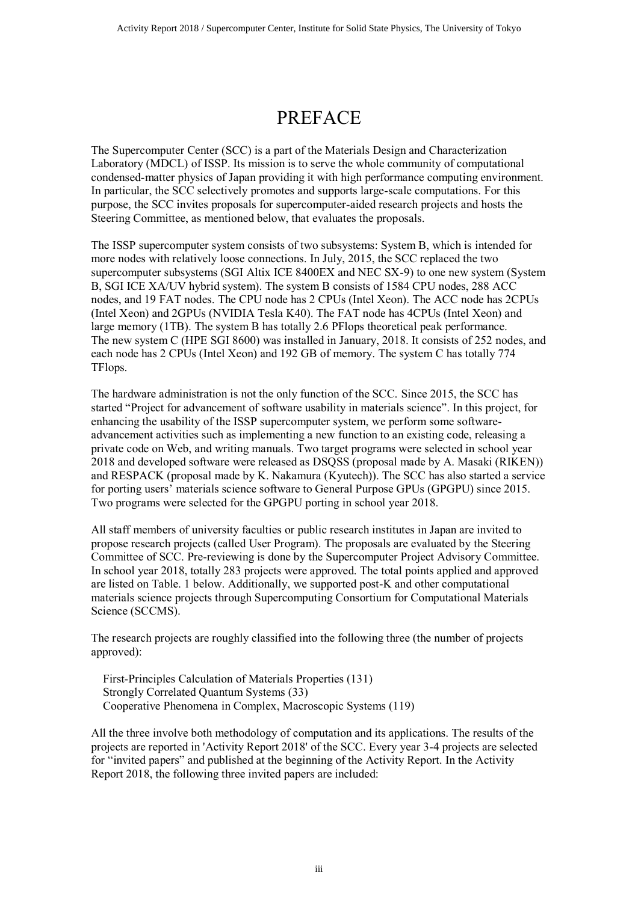# PREFACE

The Supercomputer Center (SCC) is a part of the Materials Design and Characterization Laboratory (MDCL) of ISSP. Its mission is to serve the whole community of computational condensed-matter physics of Japan providing it with high performance computing environment. In particular, the SCC selectively promotes and supports large-scale computations. For this purpose, the SCC invites proposals for supercomputer-aided research projects and hosts the Steering Committee, as mentioned below, that evaluates the proposals.

The ISSP supercomputer system consists of two subsystems: System B, which is intended for more nodes with relatively loose connections. In July, 2015, the SCC replaced the two supercomputer subsystems (SGI Altix ICE 8400EX and NEC SX-9) to one new system (System B, SGI ICE XA/UV hybrid system). The system B consists of 1584 CPU nodes, 288 ACC nodes, and 19 FAT nodes. The CPU node has 2 CPUs (Intel Xeon). The ACC node has 2CPUs (Intel Xeon) and 2GPUs (NVIDIA Tesla K40). The FAT node has 4CPUs (Intel Xeon) and large memory (1TB). The system B has totally 2.6 PFlops theoretical peak performance. The new system C (HPE SGI 8600) was installed in January, 2018. It consists of 252 nodes, and each node has 2 CPUs (Intel Xeon) and 192 GB of memory. The system C has totally 774 TFlops.

The hardware administration is not the only function of the SCC. Since 2015, the SCC has started "Project for advancement of software usability in materials science". In this project, for enhancing the usability of the ISSP supercomputer system, we perform some software-advancement activities such as implementing a new function to an existing code, releasing a private code on Web, and writing manuals. Two target programs were selected in school year 2018 and developed software were released as DSQSS (proposal made by A. Masaki (RIKEN)) and RESPACK (proposal made by K. Nakamura (Kyutech)). The SCC has also started a service for porting users' materials science software to General Purpose GPUs (GPGPU) since 2015. Two programs were selected for the GPGPU porting in school year 2018.

All staff members of university faculties or public research institutes in Japan are invited to propose research projects (called User Program). The proposals are evaluated by the Steering Committee of SCC. Pre-reviewing is done by the Supercomputer Project Advisory Committee. In school year 2018, totally 283 projects were approved. The total points applied and approved are listed on Table. 1 below. Additionally, we supported post-K and other computational materials science projects through Supercomputing Consortium for Computational Materials Science (SCCMS).

The research projects are roughly classified into the following three (the number of projects approved):

First-Principles Calculation of Materials Properties (131)
Strongly Correlated Quantum Systems (33)
Cooperative Phenomena in Complex, Macroscopic Systems (119)

All the three involve both methodology of computation and its applications. The results of the projects are reported in 'Activity Report 2018' of the SCC. Every year 3-4 projects are selected for "invited papers" and published at the beginning of the Activity Report. In the Activity Report 2018, the following three invited papers are included: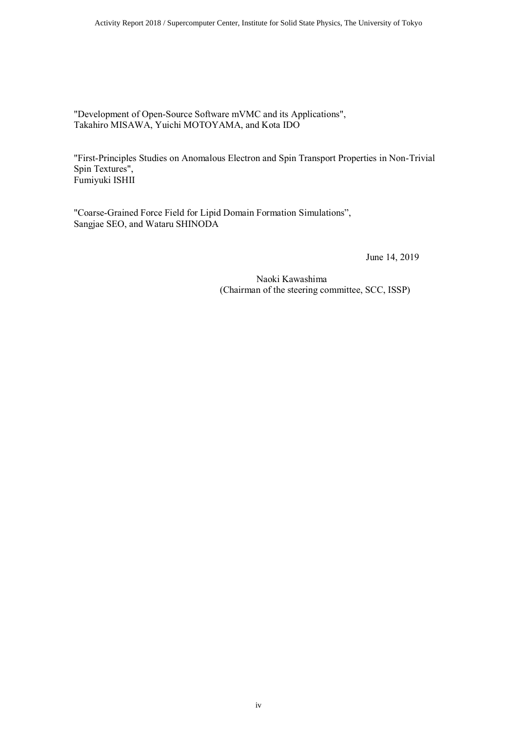"Development of Open-Source Software mVMC and its Applications",
Takahiro MISAWA, Yuichi MOTOYAMA, and Kota IDO

"First-Principles Studies on Anomalous Electron and Spin Transport Properties in Non-Trivial Spin Textures",
Fumiyuki ISHII

"Coarse-Grained Force Field for Lipid Domain Formation Simulations",
Sangjae SEO, and Wataru SHINODA

June 14, 2019

Naoki Kawashima
(Chairman of the steering committee, SCC, ISSP)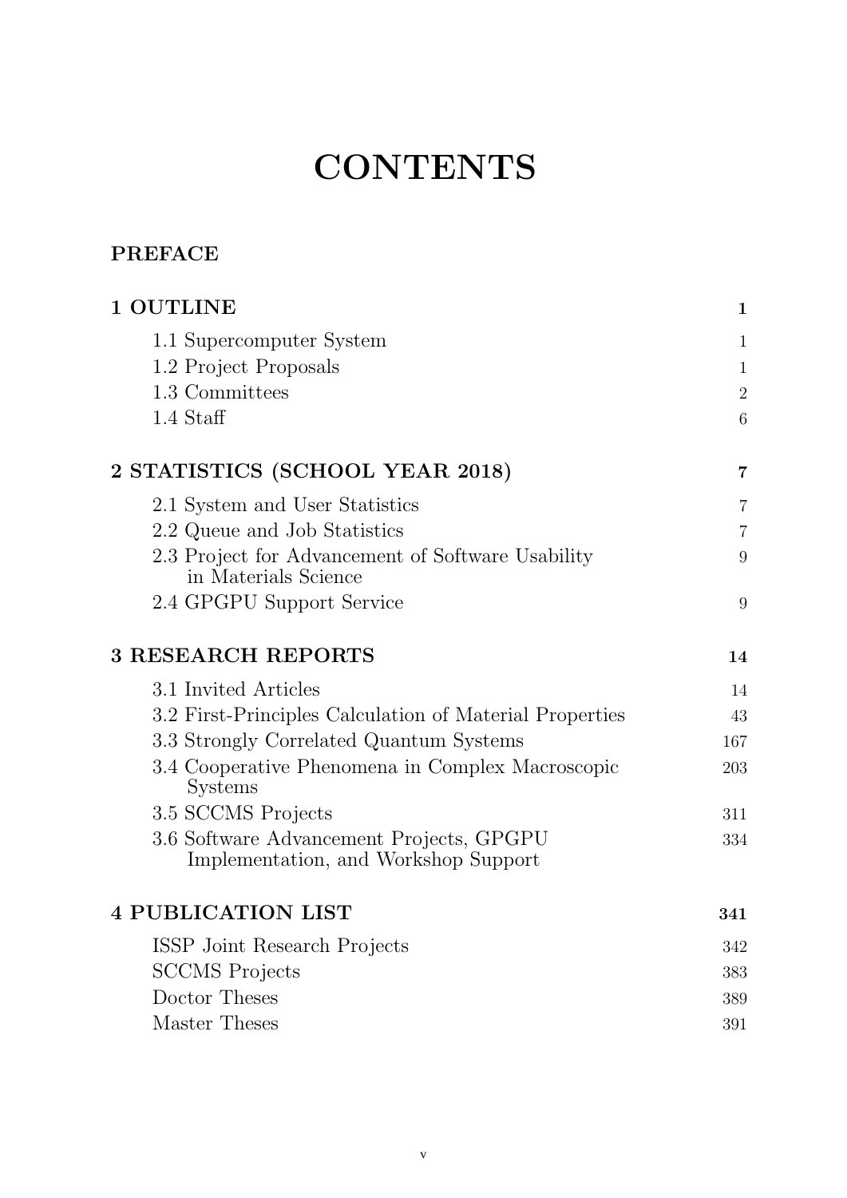# CONTENTS

## PREFACE

| | |
|---|---|
| **1 OUTLINE** | **1** |
| 1.1 Supercomputer System | 1 |
| 1.2 Project Proposals | 1 |
| 1.3 Committees | 2 |
| 1.4 Staff | 6 |
| **2 STATISTICS (SCHOOL YEAR 2018)** | **7** |
| 2.1 System and User Statistics | 7 |
| 2.2 Queue and Job Statistics | 7 |
| 2.3 Project for Advancement of Software Usability in Materials Science | 9 |
| 2.4 GPGPU Support Service | 9 |
| **3 RESEARCH REPORTS** | **14** |
| 3.1 Invited Articles | 14 |
| 3.2 First-Principles Calculation of Material Properties | 43 |
| 3.3 Strongly Correlated Quantum Systems | 167 |
| 3.4 Cooperative Phenomena in Complex Macroscopic Systems | 203 |
| 3.5 SCCMS Projects | 311 |
| 3.6 Software Advancement Projects, GPGPU Implementation, and Workshop Support | 334 |
| **4 PUBLICATION LIST** | **341** |
| ISSP Joint Research Projects | 342 |
| SCCMS Projects | 383 |
| Doctor Theses | 389 |
| Master Theses | 391 |